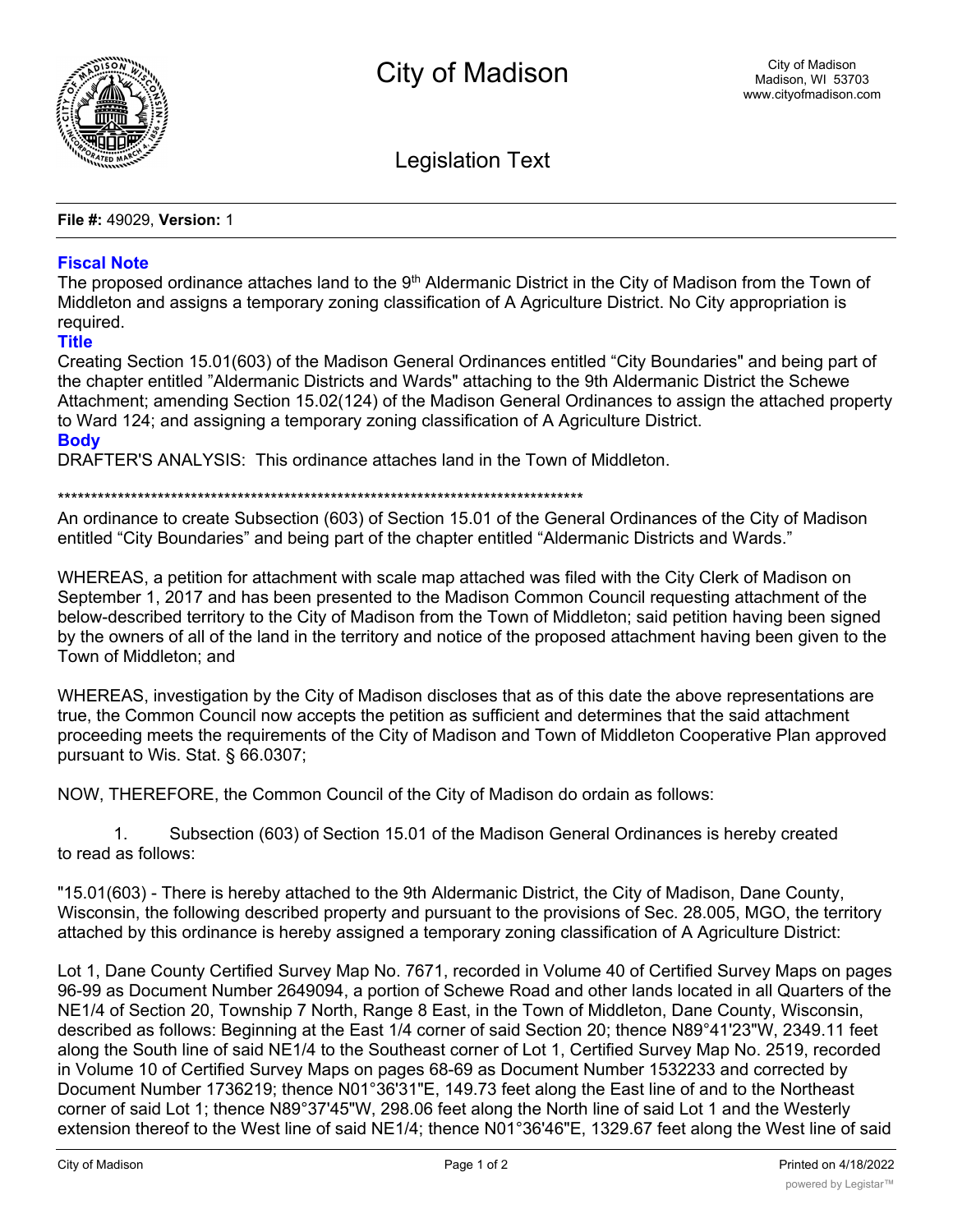# City of Madison

City of Madison
Madison, WI 53703
www.cityofmadison.com

## Legislation Text

**File #:** 49029, **Version:** 1

### Fiscal Note

The proposed ordinance attaches land to the 9th Aldermanic District in the City of Madison from the Town of Middleton and assigns a temporary zoning classification of A Agriculture District. No City appropriation is required.

### Title

Creating Section 15.01(603) of the Madison General Ordinances entitled “City Boundaries" and being part of the chapter entitled ”Aldermanic Districts and Wards" attaching to the 9th Aldermanic District the Schewe Attachment; amending Section 15.02(124) of the Madison General Ordinances to assign the attached property to Ward 124; and assigning a temporary zoning classification of A Agriculture District.

### Body

DRAFTER'S ANALYSIS: This ordinance attaches land in the Town of Middleton.

***********************************************************************************

An ordinance to create Subsection (603) of Section 15.01 of the General Ordinances of the City of Madison entitled “City Boundaries” and being part of the chapter entitled “Aldermanic Districts and Wards.”

WHEREAS, a petition for attachment with scale map attached was filed with the City Clerk of Madison on September 1, 2017 and has been presented to the Madison Common Council requesting attachment of the below-described territory to the City of Madison from the Town of Middleton; said petition having been signed by the owners of all of the land in the territory and notice of the proposed attachment having been given to the Town of Middleton; and

WHEREAS, investigation by the City of Madison discloses that as of this date the above representations are true, the Common Council now accepts the petition as sufficient and determines that the said attachment proceeding meets the requirements of the City of Madison and Town of Middleton Cooperative Plan approved pursuant to Wis. Stat. § 66.0307;

NOW, THEREFORE, the Common Council of the City of Madison do ordain as follows:

1. Subsection (603) of Section 15.01 of the Madison General Ordinances is hereby created to read as follows:

"15.01(603) - There is hereby attached to the 9th Aldermanic District, the City of Madison, Dane County, Wisconsin, the following described property and pursuant to the provisions of Sec. 28.005, MGO, the territory attached by this ordinance is hereby assigned a temporary zoning classification of A Agriculture District:

Lot 1, Dane County Certified Survey Map No. 7671, recorded in Volume 40 of Certified Survey Maps on pages 96-99 as Document Number 2649094, a portion of Schewe Road and other lands located in all Quarters of the NE1/4 of Section 20, Township 7 North, Range 8 East, in the Town of Middleton, Dane County, Wisconsin, described as follows: Beginning at the East 1/4 corner of said Section 20; thence N89°41'23"W, 2349.11 feet along the South line of said NE1/4 to the Southeast corner of Lot 1, Certified Survey Map No. 2519, recorded in Volume 10 of Certified Survey Maps on pages 68-69 as Document Number 1532233 and corrected by Document Number 1736219; thence N01°36'31"E, 149.73 feet along the East line of and to the Northeast corner of said Lot 1; thence N89°37'45"W, 298.06 feet along the North line of said Lot 1 and the Westerly extension thereof to the West line of said NE1/4; thence N01°36'46"E, 1329.67 feet along the West line of said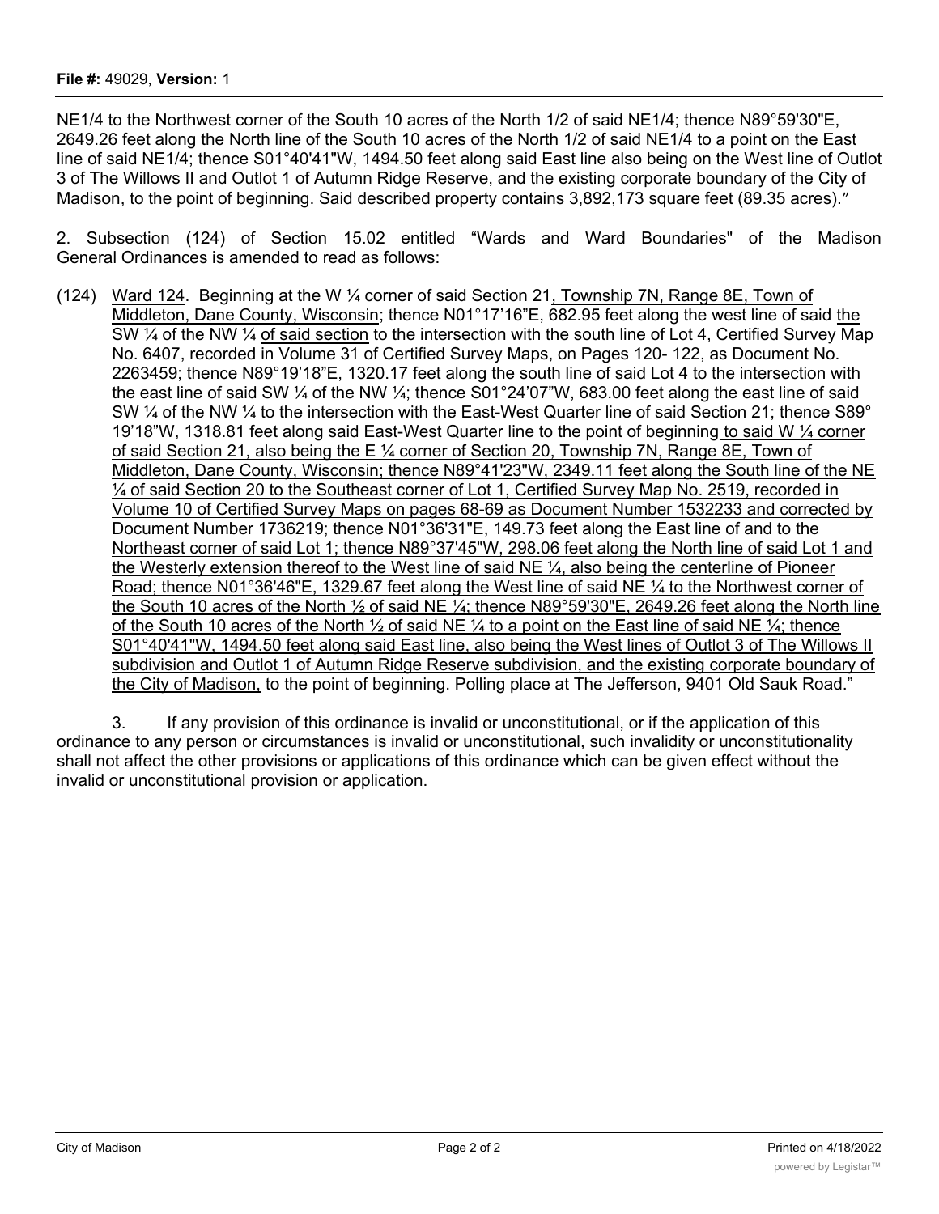NE1/4 to the Northwest corner of the South 10 acres of the North 1/2 of said NE1/4; thence N89°59'30"E, 2649.26 feet along the North line of the South 10 acres of the North 1/2 of said NE1/4 to a point on the East line of said NE1/4; thence S01°40'41"W, 1494.50 feet along said East line also being on the West line of Outlot 3 of The Willows II and Outlot 1 of Autumn Ridge Reserve, and the existing corporate boundary of the City of Madison, to the point of beginning. Said described property contains 3,892,173 square feet (89.35 acres)."

2. Subsection (124) of Section 15.02 entitled "Wards and Ward Boundaries" of the Madison General Ordinances is amended to read as follows:

(124) Ward 124. Beginning at the W ¼ corner of said Section 21, Township 7N, Range 8E, Town of Middleton, Dane County, Wisconsin; thence N01°17'16"E, 682.95 feet along the west line of said the SW ¼ of the NW ¼ of said section to the intersection with the south line of Lot 4, Certified Survey Map No. 6407, recorded in Volume 31 of Certified Survey Maps, on Pages 120- 122, as Document No. 2263459; thence N89°19'18"E, 1320.17 feet along the south line of said Lot 4 to the intersection with the east line of said SW ¼ of the NW ¼; thence S01°24'07"W, 683.00 feet along the east line of said SW ¼ of the NW ¼ to the intersection with the East-West Quarter line of said Section 21; thence S89° 19'18"W, 1318.81 feet along said East-West Quarter line to the point of beginning to said W ¼ corner of said Section 21, also being the E ¼ corner of Section 20, Township 7N, Range 8E, Town of Middleton, Dane County, Wisconsin; thence N89°41'23"W, 2349.11 feet along the South line of the NE ¼ of said Section 20 to the Southeast corner of Lot 1, Certified Survey Map No. 2519, recorded in Volume 10 of Certified Survey Maps on pages 68-69 as Document Number 1532233 and corrected by Document Number 1736219; thence N01°36'31"E, 149.73 feet along the East line of and to the Northeast corner of said Lot 1; thence N89°37'45"W, 298.06 feet along the North line of said Lot 1 and the Westerly extension thereof to the West line of said NE ¼, also being the centerline of Pioneer Road; thence N01°36'46"E, 1329.67 feet along the West line of said NE ¼ to the Northwest corner of the South 10 acres of the North ½ of said NE ¼; thence N89°59'30"E, 2649.26 feet along the North line of the South 10 acres of the North ½ of said NE ¼ to a point on the East line of said NE ¼; thence S01°40'41"W, 1494.50 feet along said East line, also being the West lines of Outlot 3 of The Willows II subdivision and Outlot 1 of Autumn Ridge Reserve subdivision, and the existing corporate boundary of the City of Madison, to the point of beginning. Polling place at The Jefferson, 9401 Old Sauk Road."

3. If any provision of this ordinance is invalid or unconstitutional, or if the application of this ordinance to any person or circumstances is invalid or unconstitutional, such invalidity or unconstitutionality shall not affect the other provisions or applications of this ordinance which can be given effect without the invalid or unconstitutional provision or application.